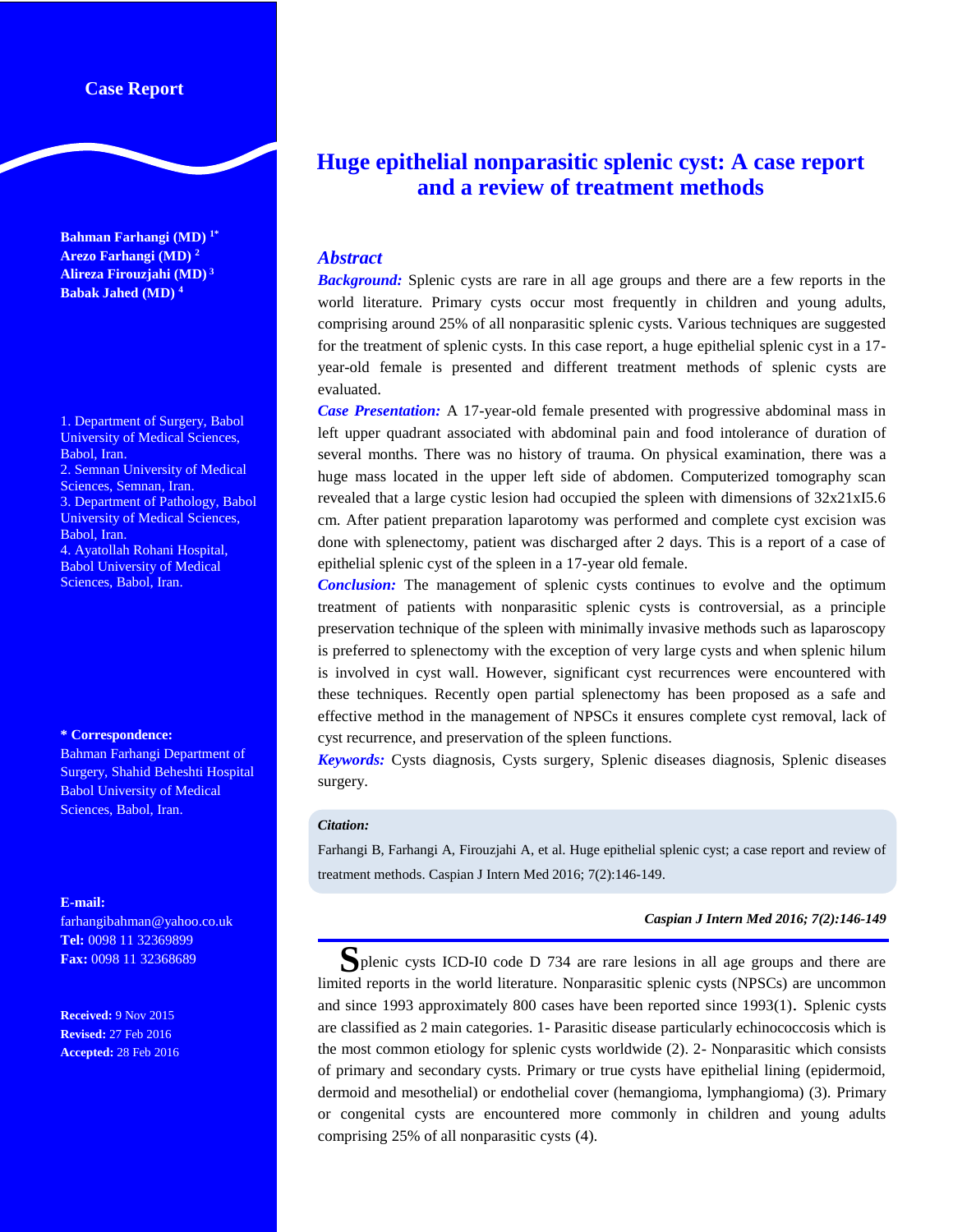Case Report

# Huge epithelial nonparasitic splenic cyst: A case report and a review of treatment methods

**Bahman Farhangi (MD) [1*]**
**Arezo Farhangi (MD) [2]**
**Alireza Firouzjahi (MD) [3]**
**Babak Jahed (MD) [4]**

1. Department of Surgery, Babol University of Medical Sciences, Babol, Iran.
2. Semnan University of Medical Sciences, Semnan, Iran.
3. Department of Pathology, Babol University of Medical Sciences, Babol, Iran.
4. Ayatollah Rohani Hospital, Babol University of Medical Sciences, Babol, Iran.

**\* Correspondence:**
Bahman Farhangi Department of Surgery, Shahid Beheshti Hospital Babol University of Medical Sciences, Babol, Iran.

**E-mail:** farhangibahman@yahoo.co.uk
**Tel:** 0098 11 32369899
**Fax:** 0098 11 32368689

**Received:** 9 Nov 2015
**Revised:** 27 Feb 2016
**Accepted:** 28 Feb 2016

## *Abstract*

***Background:*** Splenic cysts are rare in all age groups and there are a few reports in the world literature. Primary cysts occur most frequently in children and young adults, comprising around 25% of all nonparasitic splenic cysts. Various techniques are suggested for the treatment of splenic cysts. In this case report, a huge epithelial splenic cyst in a 17-year-old female is presented and different treatment methods of splenic cysts are evaluated.

***Case Presentation:*** A 17-year-old female presented with progressive abdominal mass in left upper quadrant associated with abdominal pain and food intolerance of duration of several months. There was no history of trauma. On physical examination, there was a huge mass located in the upper left side of abdomen. Computerized tomography scan revealed that a large cystic lesion had occupied the spleen with dimensions of 32x21xI5.6 cm. After patient preparation laparotomy was performed and complete cyst excision was done with splenectomy, patient was discharged after 2 days. This is a report of a case of epithelial splenic cyst of the spleen in a 17-year old female.

***Conclusion:*** The management of splenic cysts continues to evolve and the optimum treatment of patients with nonparasitic splenic cysts is controversial, as a principle preservation technique of the spleen with minimally invasive methods such as laparoscopy is preferred to splenectomy with the exception of very large cysts and when splenic hilum is involved in cyst wall. However, significant cyst recurrences were encountered with these techniques. Recently open partial splenectomy has been proposed as a safe and effective method in the management of NPSCs it ensures complete cyst removal, lack of cyst recurrence, and preservation of the spleen functions.

***Keywords:*** Cysts diagnosis, Cysts surgery, Splenic diseases diagnosis, Splenic diseases surgery.

***Citation:***
Farhangi B, Farhangi A, Firouzjahi A, et al. Huge epithelial splenic cyst; a case report and review of treatment methods. Caspian J Intern Med 2016; 7(2):146-149.

Splenic cysts ICD-I0 code D 734 are rare lesions in all age groups and there are limited reports in the world literature. Nonparasitic splenic cysts (NPSCs) are uncommon and since 1993 approximately 800 cases have been reported since 1993(1). Splenic cysts are classified as 2 main categories. 1- Parasitic disease particularly echinococcosis which is the most common etiology for splenic cysts worldwide (2). 2- Nonparasitic which consists of primary and secondary cysts. Primary or true cysts have epithelial lining (epidermoid, dermoid and mesothelial) or endothelial cover (hemangioma, lymphangioma) (3). Primary or congenital cysts are encountered more commonly in children and young adults comprising 25% of all nonparasitic cysts (4).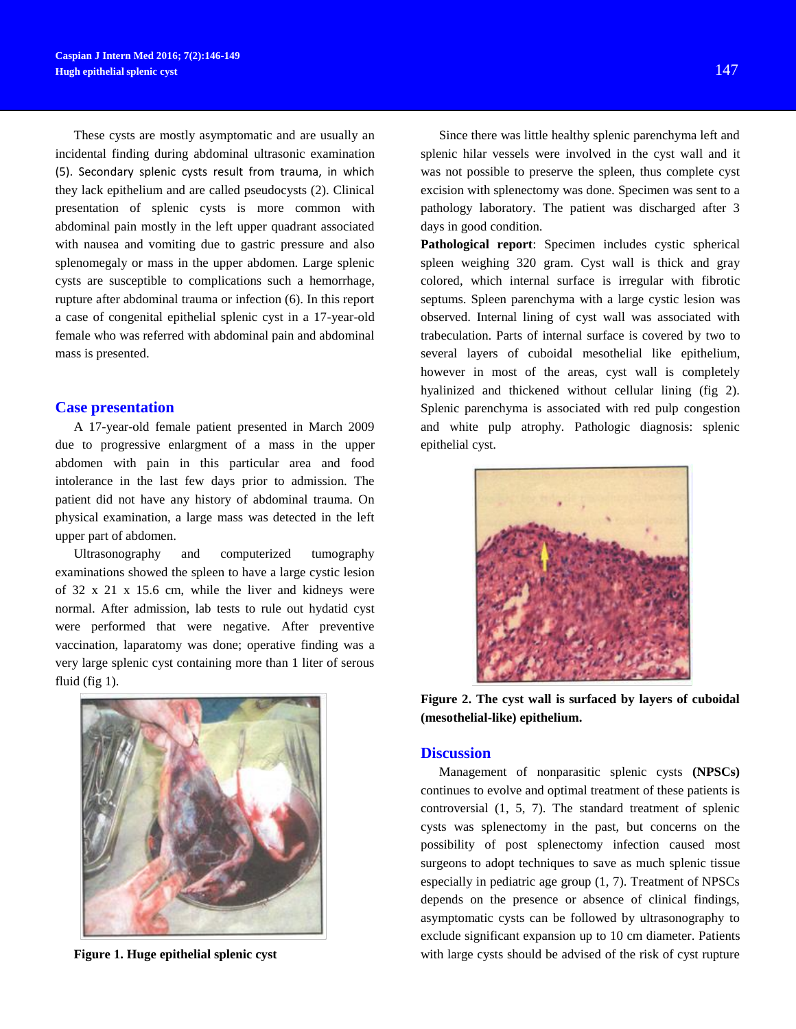These cysts are mostly asymptomatic and are usually an incidental finding during abdominal ultrasonic examination (5). Secondary splenic cysts result from trauma, in which they lack epithelium and are called pseudocysts (2). Clinical presentation of splenic cysts is more common with abdominal pain mostly in the left upper quadrant associated with nausea and vomiting due to gastric pressure and also splenomegaly or mass in the upper abdomen. Large splenic cysts are susceptible to complications such a hemorrhage, rupture after abdominal trauma or infection (6). In this report a case of congenital epithelial splenic cyst in a 17-year-old female who was referred with abdominal pain and abdominal mass is presented.

## Case presentation

A 17-year-old female patient presented in March 2009 due to progressive enlargment of a mass in the upper abdomen with pain in this particular area and food intolerance in the last few days prior to admission. The patient did not have any history of abdominal trauma. On physical examination, a large mass was detected in the left upper part of abdomen.

Ultrasonography and computerized tumography examinations showed the spleen to have a large cystic lesion of 32 x 21 x 15.6 cm, while the liver and kidneys were normal. After admission, lab tests to rule out hydatid cyst were performed that were negative. After preventive vaccination, laparatomy was done; operative finding was a very large splenic cyst containing more than 1 liter of serous fluid (fig 1).

**Figure 1. Huge epithelial splenic cyst**

Since there was little healthy splenic parenchyma left and splenic hilar vessels were involved in the cyst wall and it was not possible to preserve the spleen, thus complete cyst excision with splenectomy was done. Specimen was sent to a pathology laboratory. The patient was discharged after 3 days in good condition.

**Pathological report**: Specimen includes cystic spherical spleen weighing 320 gram. Cyst wall is thick and gray colored, which internal surface is irregular with fibrotic septums. Spleen parenchyma with a large cystic lesion was observed. Internal lining of cyst wall was associated with trabeculation. Parts of internal surface is covered by two to several layers of cuboidal mesothelial like epithelium, however in most of the areas, cyst wall is completely hyalinized and thickened without cellular lining (fig 2). Splenic parenchyma is associated with red pulp congestion and white pulp atrophy. Pathologic diagnosis: splenic epithelial cyst.

**Figure 2. The cyst wall is surfaced by layers of cuboidal (mesothelial-like) epithelium.**

## Discussion

Management of nonparasitic splenic cysts **(NPSCs)** continues to evolve and optimal treatment of these patients is controversial (1, 5, 7). The standard treatment of splenic cysts was splenectomy in the past, but concerns on the possibility of post splenectomy infection caused most surgeons to adopt techniques to save as much splenic tissue especially in pediatric age group (1, 7). Treatment of NPSCs depends on the presence or absence of clinical findings, asymptomatic cysts can be followed by ultrasonography to exclude significant expansion up to 10 cm diameter. Patients with large cysts should be advised of the risk of cyst rupture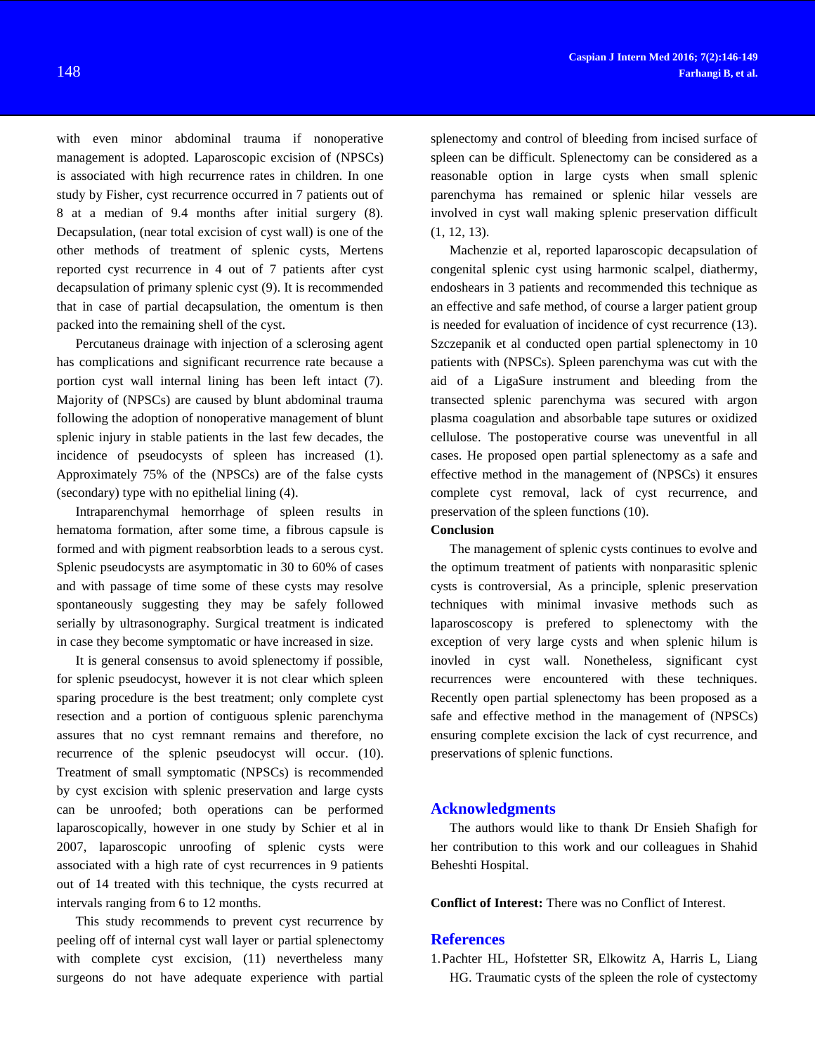with even minor abdominal trauma if nonoperative management is adopted. Laparoscopic excision of (NPSCs) is associated with high recurrence rates in children. In one study by Fisher, cyst recurrence occurred in 7 patients out of 8 at a median of 9.4 months after initial surgery (8). Decapsulation, (near total excision of cyst wall) is one of the other methods of treatment of splenic cysts, Mertens reported cyst recurrence in 4 out of 7 patients after cyst decapsulation of primany splenic cyst (9). It is recommended that in case of partial decapsulation, the omentum is then packed into the remaining shell of the cyst.

Percutaneus drainage with injection of a sclerosing agent has complications and significant recurrence rate because a portion cyst wall internal lining has been left intact (7). Majority of (NPSCs) are caused by blunt abdominal trauma following the adoption of nonoperative management of blunt splenic injury in stable patients in the last few decades, the incidence of pseudocysts of spleen has increased (1). Approximately 75% of the (NPSCs) are of the false cysts (secondary) type with no epithelial lining (4).

Intraparenchymal hemorrhage of spleen results in hematoma formation, after some time, a fibrous capsule is formed and with pigment reabsorbtion leads to a serous cyst. Splenic pseudocysts are asymptomatic in 30 to 60% of cases and with passage of time some of these cysts may resolve spontaneously suggesting they may be safely followed serially by ultrasonography. Surgical treatment is indicated in case they become symptomatic or have increased in size.

It is general consensus to avoid splenectomy if possible, for splenic pseudocyst, however it is not clear which spleen sparing procedure is the best treatment; only complete cyst resection and a portion of contiguous splenic parenchyma assures that no cyst remnant remains and therefore, no recurrence of the splenic pseudocyst will occur. (10). Treatment of small symptomatic (NPSCs) is recommended by cyst excision with splenic preservation and large cysts can be unroofed; both operations can be performed laparoscopically, however in one study by Schier et al in 2007, laparoscopic unroofing of splenic cysts were associated with a high rate of cyst recurrences in 9 patients out of 14 treated with this technique, the cysts recurred at intervals ranging from 6 to 12 months.

This study recommends to prevent cyst recurrence by peeling off of internal cyst wall layer or partial splenectomy with complete cyst excision, (11) nevertheless many surgeons do not have adequate experience with partial splenectomy and control of bleeding from incised surface of spleen can be difficult. Splenectomy can be considered as a reasonable option in large cysts when small splenic parenchyma has remained or splenic hilar vessels are involved in cyst wall making splenic preservation difficult (1, 12, 13).

Machenzie et al, reported laparoscopic decapsulation of congenital splenic cyst using harmonic scalpel, diathermy, endoshears in 3 patients and recommended this technique as an effective and safe method, of course a larger patient group is needed for evaluation of incidence of cyst recurrence (13). Szczepanik et al conducted open partial splenectomy in 10 patients with (NPSCs). Spleen parenchyma was cut with the aid of a LigaSure instrument and bleeding from the transected splenic parenchyma was secured with argon plasma coagulation and absorbable tape sutures or oxidized cellulose. The postoperative course was uneventful in all cases. He proposed open partial splenectomy as a safe and effective method in the management of (NPSCs) it ensures complete cyst removal, lack of cyst recurrence, and preservation of the spleen functions (10).

**Conclusion**

The management of splenic cysts continues to evolve and the optimum treatment of patients with nonparasitic splenic cysts is controversial, As a principle, splenic preservation techniques with minimal invasive methods such as laparoscoscopy is prefered to splenectomy with the exception of very large cysts and when splenic hilum is inovled in cyst wall. Nonetheless, significant cyst recurrences were encountered with these techniques. Recently open partial splenectomy has been proposed as a safe and effective method in the management of (NPSCs) ensuring complete excision the lack of cyst recurrence, and preservations of splenic functions.

## Acknowledgments

The authors would like to thank Dr Ensieh Shafigh for her contribution to this work and our colleagues in Shahid Beheshti Hospital.

**Conflict of Interest:** There was no Conflict of Interest.

## References

1. Pachter HL, Hofstetter SR, Elkowitz A, Harris L, Liang HG. Traumatic cysts of the spleen the role of cystectomy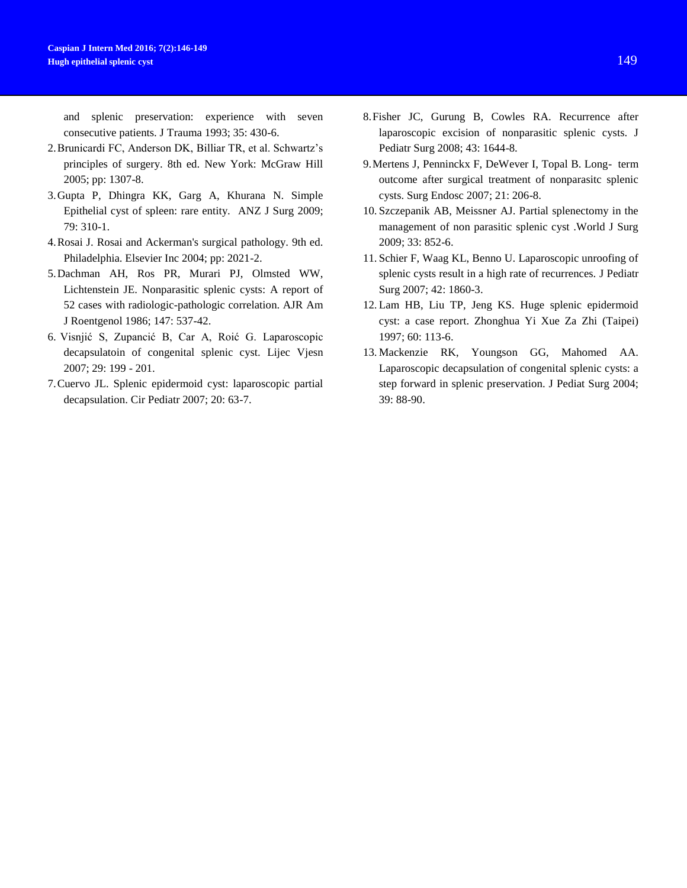and splenic preservation: experience with seven consecutive patients. J Trauma 1993; 35: 430-6.

2. Brunicardi FC, Anderson DK, Billiar TR, et al. Schwartz's principles of surgery. 8th ed. New York: McGraw Hill 2005; pp: 1307-8.
3. Gupta P, Dhingra KK, Garg A, Khurana N. Simple Epithelial cyst of spleen: rare entity. ANZ J Surg 2009; 79: 310-1.
4. Rosai J. Rosai and Ackerman's surgical pathology. 9th ed. Philadelphia. Elsevier Inc 2004; pp: 2021-2.
5. Dachman AH, Ros PR, Murari PJ, Olmsted WW, Lichtenstein JE. Nonparasitic splenic cysts: A report of 52 cases with radiologic-pathologic correlation. AJR Am J Roentgenol 1986; 147: 537-42.
6. Visnjić S, Zupancić B, Car A, Roić G. Laparoscopic decapsulatoin of congenital splenic cyst. Lijec Vjesn 2007; 29: 199 - 201.
7. Cuervo JL. Splenic epidermoid cyst: laparoscopic partial decapsulation. Cir Pediatr 2007; 20: 63-7.
8. Fisher JC, Gurung B, Cowles RA. Recurrence after laparoscopic excision of nonparasitic splenic cysts. J Pediatr Surg 2008; 43: 1644-8.
9. Mertens J, Penninckx F, DeWever I, Topal B. Long- term outcome after surgical treatment of nonparasitc splenic cysts. Surg Endosc 2007; 21: 206-8.
10. Szczepanik AB, Meissner AJ. Partial splenectomy in the management of non parasitic splenic cyst .World J Surg 2009; 33: 852-6.
11. Schier F, Waag KL, Benno U. Laparoscopic unroofing of splenic cysts result in a high rate of recurrences. J Pediatr Surg 2007; 42: 1860-3.
12. Lam HB, Liu TP, Jeng KS. Huge splenic epidermoid cyst: a case report. Zhonghua Yi Xue Za Zhi (Taipei) 1997; 60: 113-6.
13. Mackenzie RK, Youngson GG, Mahomed AA. Laparoscopic decapsulation of congenital splenic cysts: a step forward in splenic preservation. J Pediat Surg 2004; 39: 88-90.